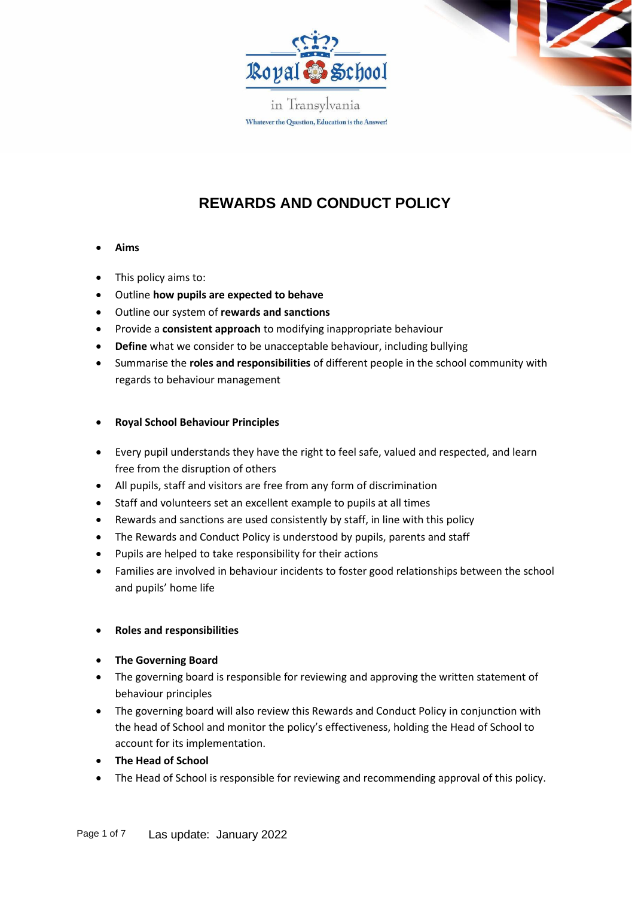Royal School

in Transylvania

Whatever the Question, Education is the Answer!

# REWARDS AND CONDUCT POLICY

- **Aims**

- This policy aims to:
- Outline **how pupils are expected to behave**
- Outline our system of **rewards and sanctions**
- Provide a **consistent approach** to modifying inappropriate behaviour
- **Define** what we consider to be unacceptable behaviour, including bullying
- Summarise the **roles and responsibilities** of different people in the school community with regards to behaviour management

- **Royal School Behaviour Principles**

- Every pupil understands they have the right to feel safe, valued and respected, and learn free from the disruption of others
- All pupils, staff and visitors are free from any form of discrimination
- Staff and volunteers set an excellent example to pupils at all times
- Rewards and sanctions are used consistently by staff, in line with this policy
- The Rewards and Conduct Policy is understood by pupils, parents and staff
- Pupils are helped to take responsibility for their actions
- Families are involved in behaviour incidents to foster good relationships between the school and pupils' home life

- **Roles and responsibilities**

- **The Governing Board**
- The governing board is responsible for reviewing and approving the written statement of behaviour principles
- The governing board will also review this Rewards and Conduct Policy in conjunction with the head of School and monitor the policy's effectiveness, holding the Head of School to account for its implementation.
- **The Head of School**
- The Head of School is responsible for reviewing and recommending approval of this policy.

Las update: January 2022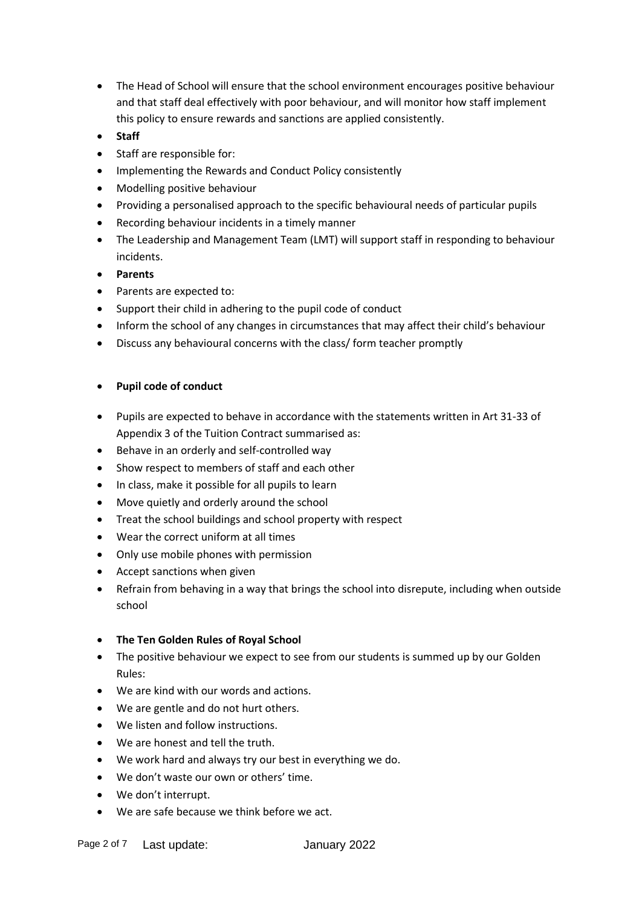- The Head of School will ensure that the school environment encourages positive behaviour and that staff deal effectively with poor behaviour, and will monitor how staff implement this policy to ensure rewards and sanctions are applied consistently.
- **Staff**
- Staff are responsible for:
- Implementing the Rewards and Conduct Policy consistently
- Modelling positive behaviour
- Providing a personalised approach to the specific behavioural needs of particular pupils
- Recording behaviour incidents in a timely manner
- The Leadership and Management Team (LMT) will support staff in responding to behaviour incidents.
- **Parents**
- Parents are expected to:
- Support their child in adhering to the pupil code of conduct
- Inform the school of any changes in circumstances that may affect their child's behaviour
- Discuss any behavioural concerns with the class/ form teacher promptly

- **Pupil code of conduct**

- Pupils are expected to behave in accordance with the statements written in Art 31-33 of Appendix 3 of the Tuition Contract summarised as:
- Behave in an orderly and self-controlled way
- Show respect to members of staff and each other
- In class, make it possible for all pupils to learn
- Move quietly and orderly around the school
- Treat the school buildings and school property with respect
- Wear the correct uniform at all times
- Only use mobile phones with permission
- Accept sanctions when given
- Refrain from behaving in a way that brings the school into disrepute, including when outside school

- **The Ten Golden Rules of Royal School**
- The positive behaviour we expect to see from our students is summed up by our Golden Rules:
- We are kind with our words and actions.
- We are gentle and do not hurt others.
- We listen and follow instructions.
- We are honest and tell the truth.
- We work hard and always try our best in everything we do.
- We don't waste our own or others' time.
- We don't interrupt.
- We are safe because we think before we act.

Last update: January 2022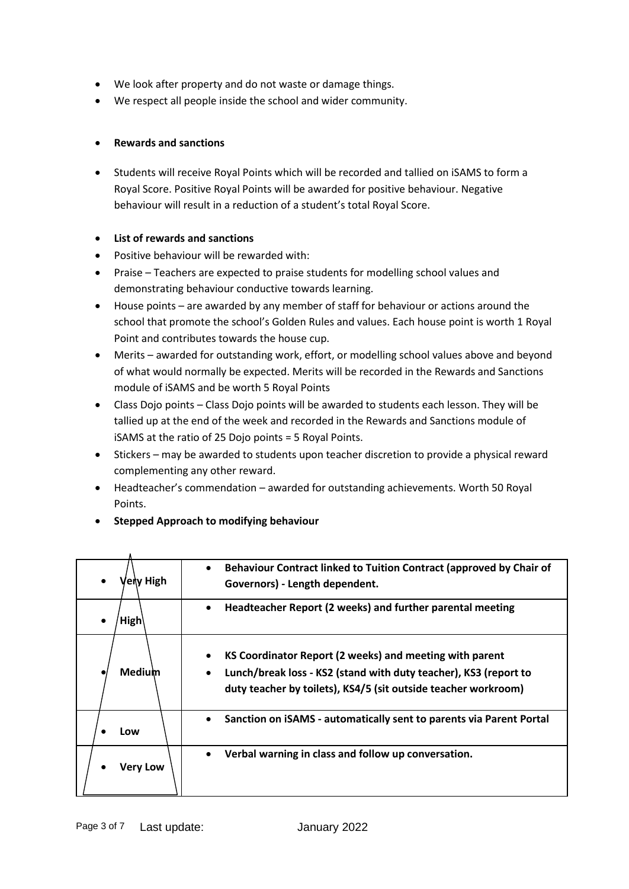- We look after property and do not waste or damage things.
- We respect all people inside the school and wider community.

- **Rewards and sanctions**

- Students will receive Royal Points which will be recorded and tallied on iSAMS to form a Royal Score. Positive Royal Points will be awarded for positive behaviour. Negative behaviour will result in a reduction of a student's total Royal Score.

- **List of rewards and sanctions**
- Positive behaviour will be rewarded with:
- Praise – Teachers are expected to praise students for modelling school values and demonstrating behaviour conductive towards learning.
- House points – are awarded by any member of staff for behaviour or actions around the school that promote the school's Golden Rules and values. Each house point is worth 1 Royal Point and contributes towards the house cup.
- Merits – awarded for outstanding work, effort, or modelling school values above and beyond of what would normally be expected. Merits will be recorded in the Rewards and Sanctions module of iSAMS and be worth 5 Royal Points
- Class Dojo points – Class Dojo points will be awarded to students each lesson. They will be tallied up at the end of the week and recorded in the Rewards and Sanctions module of iSAMS at the ratio of 25 Dojo points = 5 Royal Points.
- Stickers – may be awarded to students upon teacher discretion to provide a physical reward complementing any other reward.
- Headteacher's commendation – awarded for outstanding achievements. Worth 50 Royal Points.
- **Stepped Approach to modifying behaviour**

| Level | Action |
|---|---|
| Very High | **Behaviour Contract linked to Tuition Contract (approved by Chair of Governors) - Length dependent.** |
| High | **Headteacher Report (2 weeks) and further parental meeting** |
| Medium | **KS Coordinator Report (2 weeks) and meeting with parent**<br>**Lunch/break loss - KS2 (stand with duty teacher), KS3 (report to duty teacher by toilets), KS4/5 (sit outside teacher workroom)** |
| Low | **Sanction on iSAMS - automatically sent to parents via Parent Portal** |
| Very Low | **Verbal warning in class and follow up conversation.** |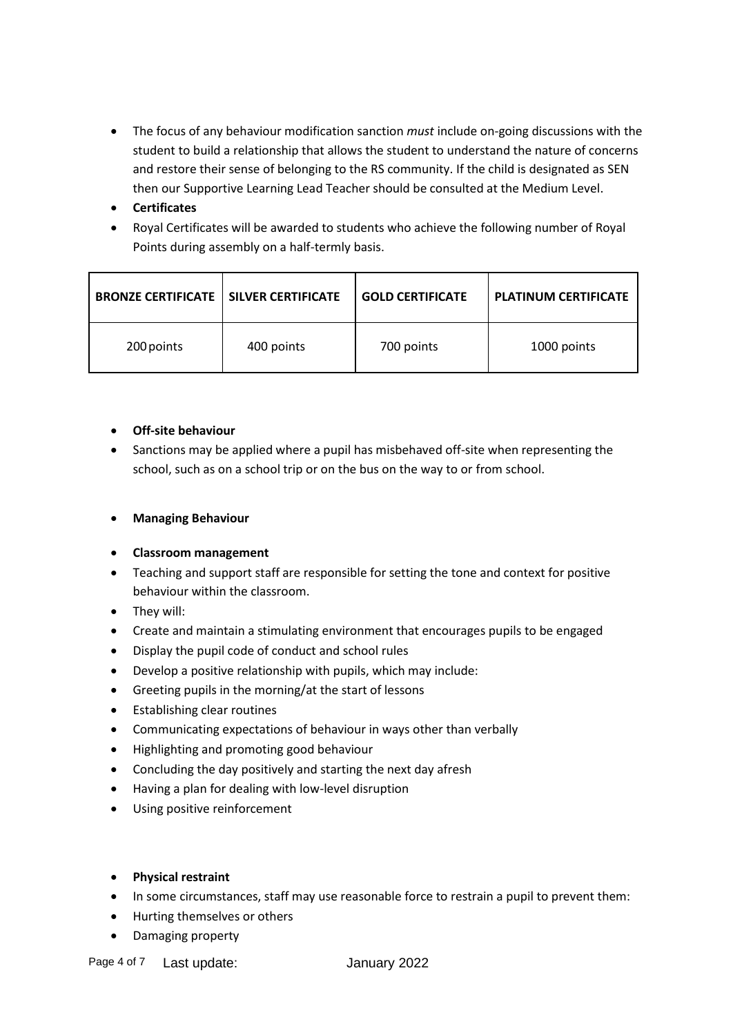- The focus of any behaviour modification sanction *must* include on-going discussions with the student to build a relationship that allows the student to understand the nature of concerns and restore their sense of belonging to the RS community. If the child is designated as SEN then our Supportive Learning Lead Teacher should be consulted at the Medium Level.
- **Certificates**
- Royal Certificates will be awarded to students who achieve the following number of Royal Points during assembly on a half-termly basis.

| BRONZE CERTIFICATE | SILVER CERTIFICATE | GOLD CERTIFICATE | PLATINUM CERTIFICATE |
| --- | --- | --- | --- |
| 200 points | 400 points | 700 points | 1000 points |

- **Off-site behaviour**
- Sanctions may be applied where a pupil has misbehaved off-site when representing the school, such as on a school trip or on the bus on the way to or from school.

- **Managing Behaviour**

- **Classroom management**
- Teaching and support staff are responsible for setting the tone and context for positive behaviour within the classroom.
- They will:
- Create and maintain a stimulating environment that encourages pupils to be engaged
- Display the pupil code of conduct and school rules
- Develop a positive relationship with pupils, which may include:
- Greeting pupils in the morning/at the start of lessons
- Establishing clear routines
- Communicating expectations of behaviour in ways other than verbally
- Highlighting and promoting good behaviour
- Concluding the day positively and starting the next day afresh
- Having a plan for dealing with low-level disruption
- Using positive reinforcement

- **Physical restraint**
- In some circumstances, staff may use reasonable force to restrain a pupil to prevent them:
- Hurting themselves or others
- Damaging property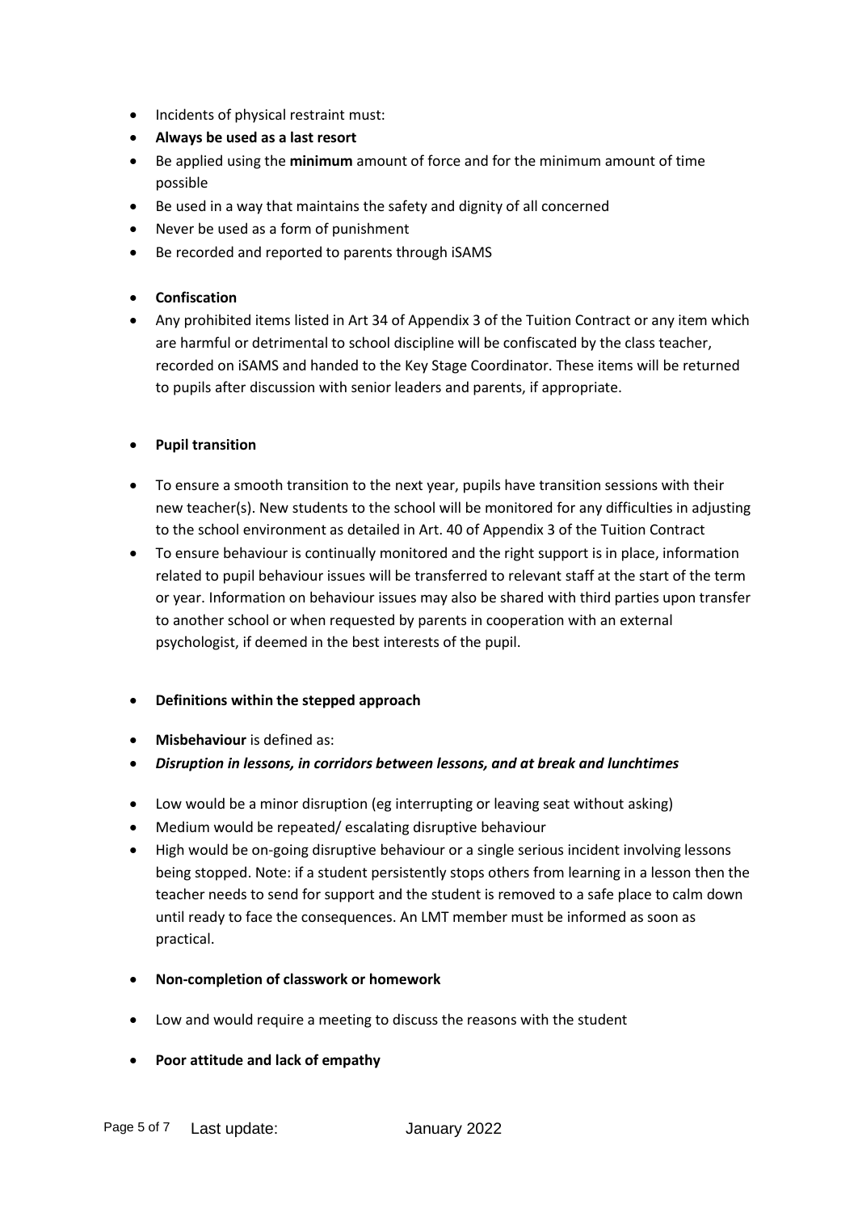- Incidents of physical restraint must:
- **Always be used as a last resort**
- Be applied using the **minimum** amount of force and for the minimum amount of time possible
- Be used in a way that maintains the safety and dignity of all concerned
- Never be used as a form of punishment
- Be recorded and reported to parents through iSAMS

- **Confiscation**
- Any prohibited items listed in Art 34 of Appendix 3 of the Tuition Contract or any item which are harmful or detrimental to school discipline will be confiscated by the class teacher, recorded on iSAMS and handed to the Key Stage Coordinator. These items will be returned to pupils after discussion with senior leaders and parents, if appropriate.

- **Pupil transition**

- To ensure a smooth transition to the next year, pupils have transition sessions with their new teacher(s). New students to the school will be monitored for any difficulties in adjusting to the school environment as detailed in Art. 40 of Appendix 3 of the Tuition Contract
- To ensure behaviour is continually monitored and the right support is in place, information related to pupil behaviour issues will be transferred to relevant staff at the start of the term or year. Information on behaviour issues may also be shared with third parties upon transfer to another school or when requested by parents in cooperation with an external psychologist, if deemed in the best interests of the pupil.

- **Definitions within the stepped approach**

- **Misbehaviour** is defined as:
- ***Disruption in lessons, in corridors between lessons, and at break and lunchtimes***

- Low would be a minor disruption (eg interrupting or leaving seat without asking)
- Medium would be repeated/ escalating disruptive behaviour
- High would be on-going disruptive behaviour or a single serious incident involving lessons being stopped. Note: if a student persistently stops others from learning in a lesson then the teacher needs to send for support and the student is removed to a safe place to calm down until ready to face the consequences. An LMT member must be informed as soon as practical.

- **Non-completion of classwork or homework**

- Low and would require a meeting to discuss the reasons with the student

- **Poor attitude and lack of empathy**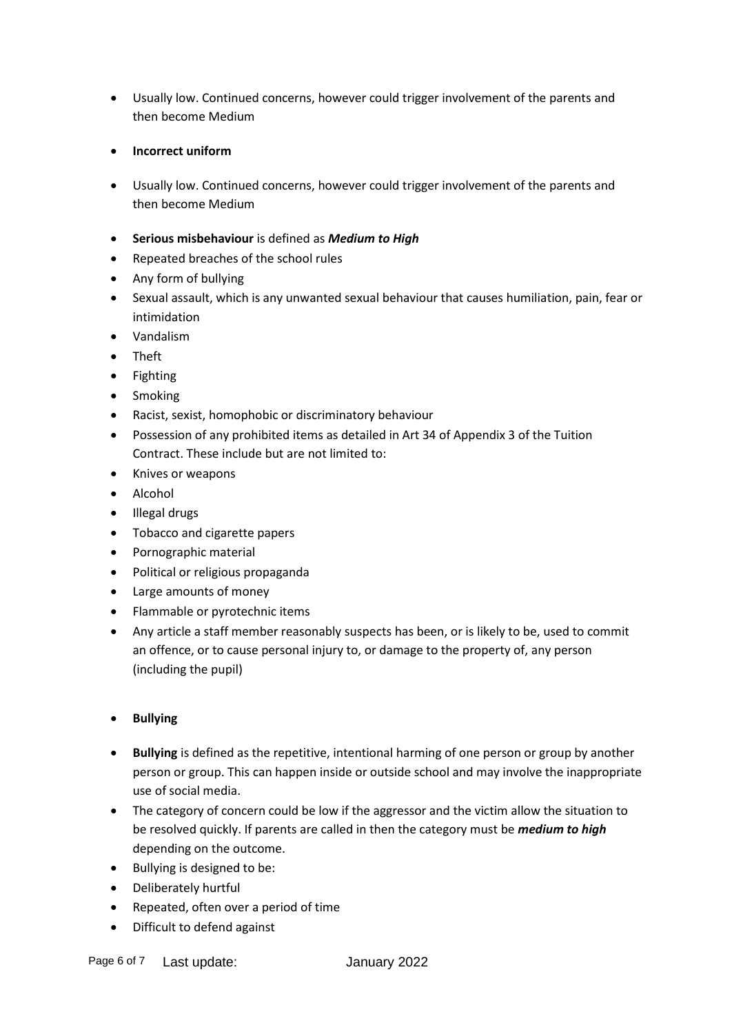- Usually low. Continued concerns, however could trigger involvement of the parents and then become Medium

- **Incorrect uniform**

- Usually low. Continued concerns, however could trigger involvement of the parents and then become Medium

- **Serious misbehaviour** is defined as ***Medium to High***
- Repeated breaches of the school rules
- Any form of bullying
- Sexual assault, which is any unwanted sexual behaviour that causes humiliation, pain, fear or intimidation
- Vandalism
- Theft
- Fighting
- Smoking
- Racist, sexist, homophobic or discriminatory behaviour
- Possession of any prohibited items as detailed in Art 34 of Appendix 3 of the Tuition Contract. These include but are not limited to:
- Knives or weapons
- Alcohol
- Illegal drugs
- Tobacco and cigarette papers
- Pornographic material
- Political or religious propaganda
- Large amounts of money
- Flammable or pyrotechnic items
- Any article a staff member reasonably suspects has been, or is likely to be, used to commit an offence, or to cause personal injury to, or damage to the property of, any person (including the pupil)

- **Bullying**

- **Bullying** is defined as the repetitive, intentional harming of one person or group by another person or group. This can happen inside or outside school and may involve the inappropriate use of social media.
- The category of concern could be low if the aggressor and the victim allow the situation to be resolved quickly. If parents are called in then the category must be ***medium to high*** depending on the outcome.
- Bullying is designed to be:
- Deliberately hurtful
- Repeated, often over a period of time
- Difficult to defend against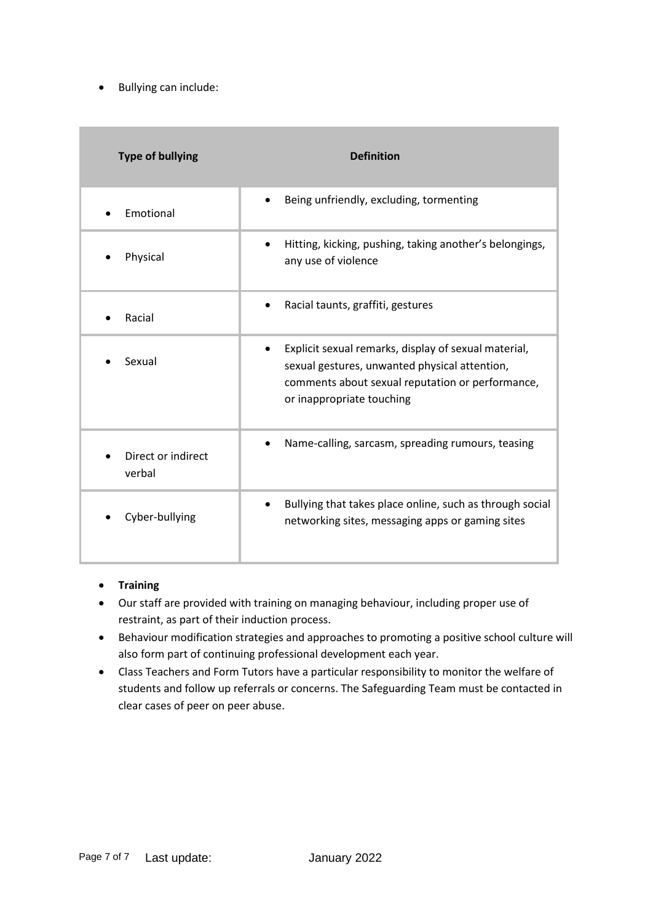- Bullying can include:

| Type of bullying | Definition |
| --- | --- |
| Emotional | Being unfriendly, excluding, tormenting |
| Physical | Hitting, kicking, pushing, taking another's belongings, any use of violence |
| Racial | Racial taunts, graffiti, gestures |
| Sexual | Explicit sexual remarks, display of sexual material, sexual gestures, unwanted physical attention, comments about sexual reputation or performance, or inappropriate touching |
| Direct or indirect verbal | Name-calling, sarcasm, spreading rumours, teasing |
| Cyber-bullying | Bullying that takes place online, such as through social networking sites, messaging apps or gaming sites |

- **Training**
- Our staff are provided with training on managing behaviour, including proper use of restraint, as part of their induction process.
- Behaviour modification strategies and approaches to promoting a positive school culture will also form part of continuing professional development each year.
- Class Teachers and Form Tutors have a particular responsibility to monitor the welfare of students and follow up referrals or concerns. The Safeguarding Team must be contacted in clear cases of peer on peer abuse.

Last update: January 2022